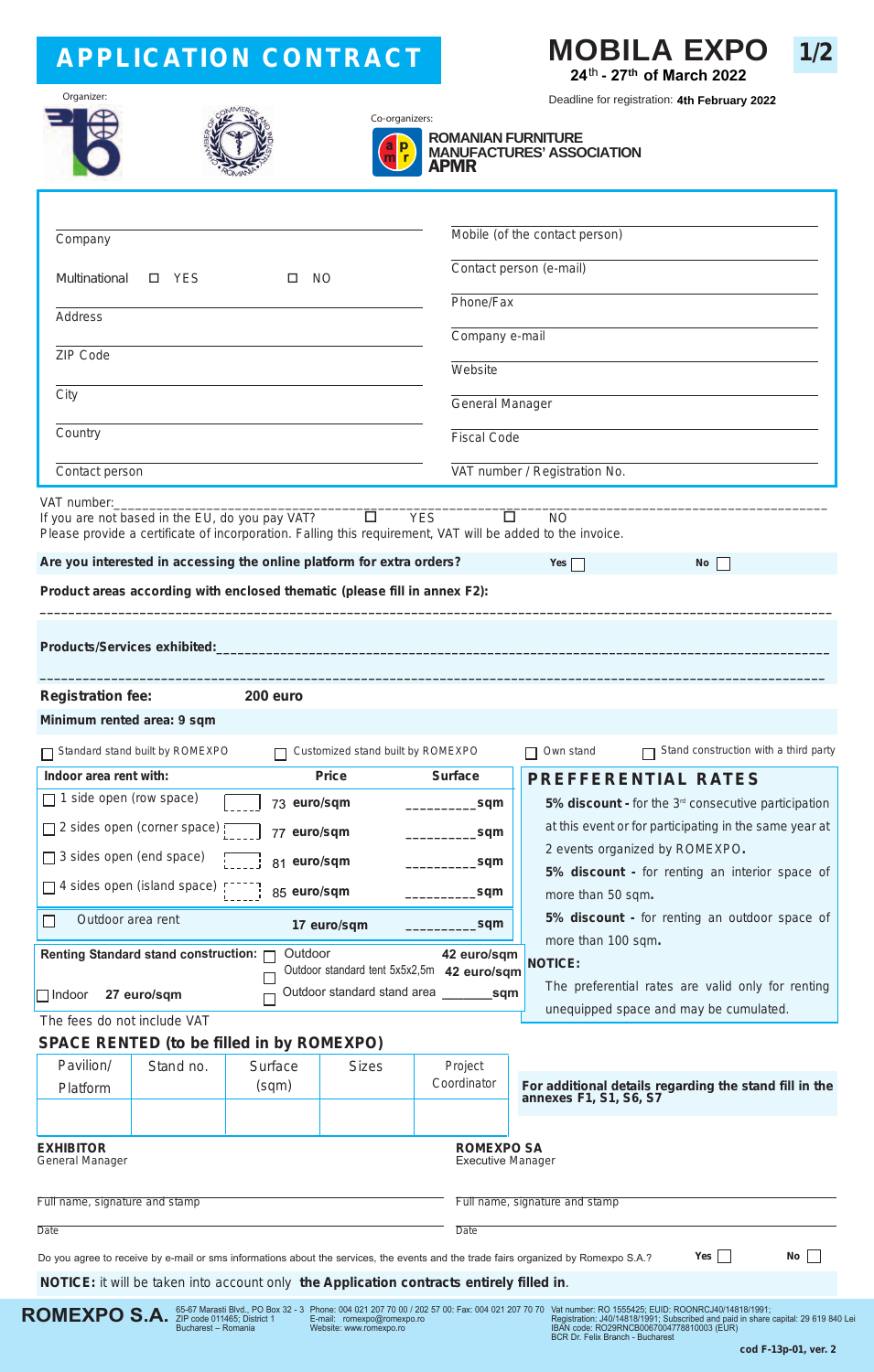# APPLICATION CONTRACT

# MOBILA EXPO

**24th - 27th of March 2022**

Deadline for registration: **4th February 2022**

Organizer:

Co-organizers:

**ROMANIAN FURNITURE MANUFACTURES' ASSOCIATION APMR**

| | |
|---|---|
| Company | Mobile (of the contact person) |
| Multinational ☐ YES ☐ NO | Contact person (e-mail) |
| Address | Phone/Fax |
| ZIP Code | Company e-mail |
| City | Website |
| Country | General Manager |
| Contact person | Fiscal Code |
| | VAT number / Registration No. |

VAT number:___________________________________________________

If you are not based in the EU, do you pay VAT? ☐ YES ☐ NO

Please provide a certificate of incorporation. Falling this requirement, VAT will be added to the invoice.

**Are you interested in accessing the online platform for extra orders?** **Yes** ☐ **No** ☐

**Product areas according with enclosed thematic (please fill in annex F2):**

___________________________________________________________________________

**Products/Services exhibited:**___________________________________________________

___________________________________________________________________________

**Registration fee:** **200 euro**

**Minimum rented area: 9 sqm**

☐ Standard stand built by ROMEXPO ☐ Customized stand built by ROMEXPO ☐ Own stand ☐ Stand construction with a third party

| Indoor area rent with: | | Price | Surface |
|---|---|---|---|
| ☐ 1 side open (row space) | | 73 **euro/sqm** | __________**sqm** |
| ☐ 2 sides open (corner space) | | 77 **euro/sqm** | __________**sqm** |
| ☐ 3 sides open (end space) | | 81 **euro/sqm** | __________**sqm** |
| ☐ 4 sides open (island space) | | 85 **euro/sqm** | __________**sqm** |
| ☐ Outdoor area rent | | **17 euro/sqm** | __________**sqm** |

**Renting Standard stand construction:** ☐ Outdoor **42 euro/sqm**

☐ Outdoor standard tent 5x5x2,5m **42 euro/sqm**

☐ Indoor **27 euro/sqm** ☐ Outdoor standard stand area _______**sqm**

The fees do not include VAT

## PREFFERENTIAL RATES

**5% discount** - for the 3rd consecutive participation at this event or for participating in the same year at 2 events organized by ROMEXPO**.**

**5% discount** - for renting an interior space of more than 50 sqm**.**

**5% discount** - for renting an outdoor space of more than 100 sqm**.**

**NOTICE:**

The preferential rates are valid only for renting unequipped space and may be cumulated.

## SPACE RENTED (to be filled in by ROMEXPO)

| Pavilion/ Platform | Stand no. | Surface (sqm) | Sizes | Project Coordinator |
|---|---|---|---|---|
| | | | | |

**For additional details regarding the stand fill in the annexes F1, S1, S6, S7**

| **EXHIBITOR** General Manager | **ROMEXPO SA** Executive Manager |
|---|---|
| Full name, signature and stamp | Full name, signature and stamp |
| Date | Date |

Do you agree to receive by e-mail or sms informations about the services, the events and the trade fairs organized by Romexpo S.A.? **Yes** ☐ **No** ☐

**NOTICE:** it will be taken into account only **the Application contracts entirely filled in.**

**ROMEXPO S.A.** 65-67 Marasti Blvd., PO Box 32 - 3 ZIP code 011465; District 1 Bucharest – Romania | Phone: 004 021 207 70 00 / 202 57 00: Fax: 004 021 207 70 70 E-mail: romexpo@romexpo.ro Website: www.romexpo.ro | Vat number: RO 1555425; EUID: ROONRCJ40/14818/1991; Registration: J40/14818/1991; Subscribed and paid in share capital: 29 619 840 Lei IBAN code: RO29RNCB0067004778810003 (EUR) BCR Dr. Felix Branch - Bucharest

cod F-13p-01, ver. 2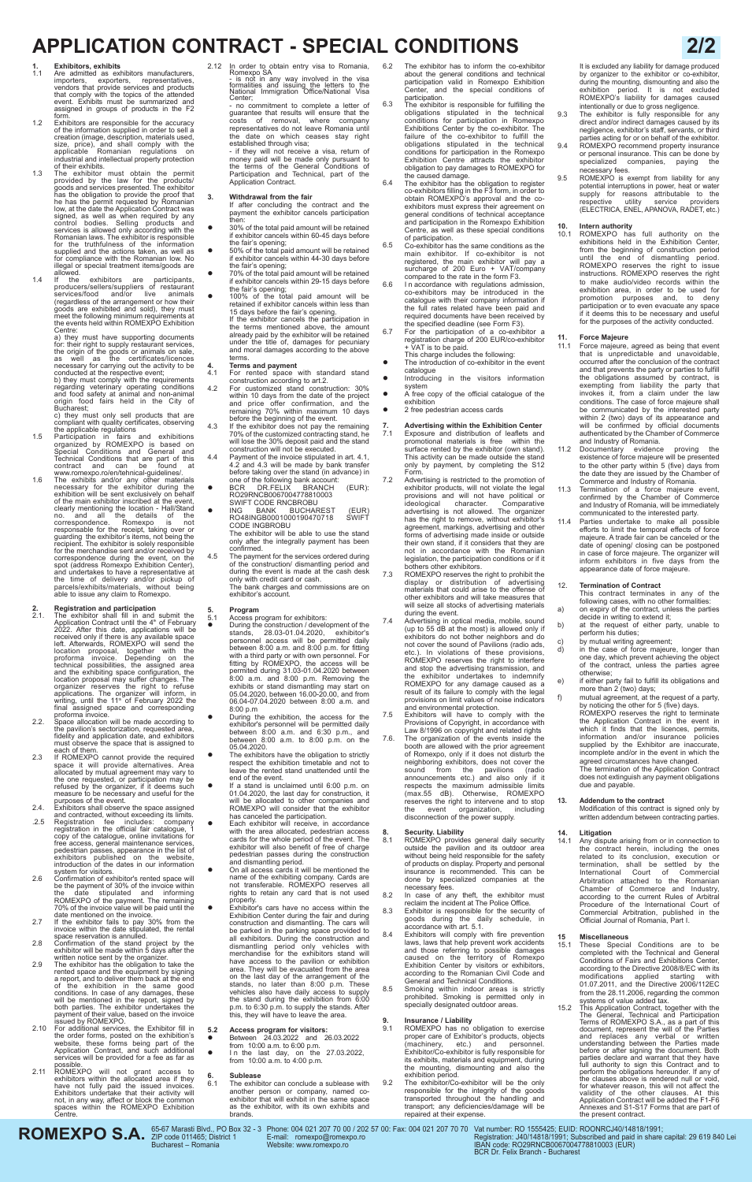# APPLICATION CONTRACT - SPECIAL CONDITIONS

**1. Exhibitors, exhibits**

1.1 Are admitted as exhibitors manufacturers, importers, exporters, representatives, vendors that provide services and products that comply with the topics of the attended event. Exhibits must be summarized and assigned in groups of products in the F2 form.

1.2 Exhibitors are responsible for the accuracy of the information supplied in order to sell a creation (image, description, materials used, size, price), and shall comply with the applicable Romanian regulations on industrial and intellectual property protection of their exhibits.

1.3 The exhibitor must obtain the permit provided by the law for the products/ goods and services presented. The exhibitor has the obligation to provide the proof that he has the permit requested by Romanian low, at the date the Application Contract was signed, as well as when required by any control bodies. Selling products and services is allowed only according with the Romanian laws. The exhibitor is responsible for the truthfulness of the information supplied and the actions taken, as well as for compliance with the Romanian low. No illegal or special treatment items/goods are allowed.

1.4 If the exhibitors are participants, producers/sellers/suppliers of restaurant services/food and/or live animals (regardless of the arrangement or how their goods are exhibited and sold), they must meet the following minimum requirements at the events held within ROMEXPO Exhibition Centre:

a) they must have supporting documents for: their right to supply restaurant services, the origin of the goods or animals on sale, as well as the certificates/licences necessary for carrying out the activity to be conducted at the respective event;

b) they must comply with the requirements regarding veterinary operating conditions and food safety at animal and non-animal origin food fairs held in the City of Bucharest;

c) they must only sell products that are compliant with quality certificates, observing the applicable regulations

1.5 Participation in fairs and exhibitions organized by ROMEXPO is based on Special Conditions and General and Technical Conditions that are part of this contract and can be found at www.romexpo.ro/en/tehnical-guidelines/.

1.6 The exhibits and/or any other materials necessary for the exhibitor during the exhibition will be sent exclusively on behalf of the main exhibitor inscribed at the event, clearly mentioning the location - Hall/Stand no. and all the details of the correspondence. Romexpo is not responsible for the receipt, taking over or guarding the exhibitor's items, not being the recipient. The exhibitor is solely responsible for the merchandise sent and/or received by correspondence during the event, on the spot (address Romexpo Exhibition Center), and undertakes to have a representative at the time of delivery and/or pickup of parcels/exhibits/materials, without being able to issue any claim to Romexpo.

**2. Registration and participation**

2.1. The exhibitor shall fill in and submit the Application Contract until the 4th of February 2022. After this date, applications will be received only if there is any available space left. Afterwards, ROMEXPO will send the location proposal, together with the proforma invoice. Depending on the technical possibilities, the assigned area and the exhibiting space configuration, the location proposal may suffer changes. The organizer reserves the right to refuse applications. The organizer will inform, in writing, until the 11th of February 2022 the final assigned space and corresponding proforma invoice.

2.2. Space allocation will be made according to the pavilion's sectorization, requested area, fidelity and application date, and exhibitors must observe the space that is assigned to each of them.

2.3 If ROMEXPO cannot provide the required space it will provide alternatives. Area allocated by mutual agreement may vary to the one requested, or participation may be refused by the organizer, if it deems such measure to be necessary and useful for the purposes of the event.

2.4. Exhibitors shall observe the space assigned and contracted, without exceeding its limits.

2.5 Registration fee includes: company registration in the official fair catalogue, 1 copy of the catalogue, online invitations for free access, general maintenance services, pedestrian passes, appearance in the list of exhibitors published on the website, introduction of the dates in our information system for visitors.

2.6 Confirmation of exhibitor's rented space will be the payment of 30% of the invoice within the date stipulated and informing ROMEXPO of the payment. The remaining 70% of the invoice value will be paid until the date mentioned on the invoice.

2.7 If the exhibitor fails to pay 30% from the invoice within the date stipulated, the rental space reservation is annulled.

2.8 Confirmation of the stand project by the exhibitor will be made within 5 days after the written notice sent by the organizer.

2.9 The exhibitor has the obligation to take the rented space and the equipment by signing a report, and to deliver them back at the end of the exhibition in the same good conditions. In case of any damages, these will be mentioned in the report, signed by both parties. The exhibitor undertakes the payment of their value, based on the invoice issued by ROMEXPO.

2.10 For additional services, the Exhibitor fill in the order forms, posted on the exhibition's website, these forms being part of the Application Contract, and such additional services will be provided for a fee as far as possible.

2.11 ROMEXPO will not grant access to exhibitors within the allocated area if they have not fully paid the issued invoices. Exhibitors undertake that their activity will not, in any way, affect or block the common spaces within the ROMEXPO Exhibition Centre.

2.12 In order to obtain entry visa to Romania, Romexpo SA

- is not in any way involved in the visa formalities and issuing the letters to the National Immigration Office/National Visa Center;
- no commitment to complete a letter of guarantee that results will ensure that the costs of removal, where company representatives do not leave Romania until the date on which ceases stay right established through visa;
- if they will not receive a visa, return of money paid will be made only pursuant to the terms of the General Conditions of Participation and Technical, part of the Application Contract.

**3. Withdrawal from the fair**

If after concluding the contract and the payment the exhibitor cancels participation then:

- 30% of the total paid amount will be retained if exhibitor cancels within 60-45 days before the fair's opening;
- 50% of the total paid amount will be retained if exhibitor cancels within 44-30 days before the fair's opening;
- 70% of the total paid amount will be retained if exhibitor cancels within 29-15 days before the fair's opening;
- 100% of the total paid amount will be retained if exhibitor cancels within less than 15 days before the fair's opening.

If the exhibitor cancels the participation in the terms mentioned above, the amount already paid by the exhibitor will be retained under the title of, damages for pecuniary and moral damages according to the above terms.

**4. Terms and payment**

4.1 For rented space with standard stand construction according to art.2.

4.2 For customized stand construction: 30% within 10 days from the date of the project and price offer confirmation, and the remaining 70% within maximum 10 days before the beginning of the event.

4.3 If the exhibitor does not pay the remaining 70% of the customized contracting stand, he will lose the 30% deposit paid and the stand construction will not be executed.

4.4 Payment of the invoice stipulated in art. 4.1, 4.2 and 4.3 will be made by bank transfer before taking over the stand (in advance) in one of the following bank account:

- BCR DR.FELIX BRANCH (EUR): RO29RNCB0067004778810003 SWIFT CODE RNCBROBU
- ING BANK BUCHAREST (EUR) RO48INGB0001000190470718 SWIFT CODE INGBROBU

The exhibitor will be able to use the stand only after the integrally payment has been confirmed.

4.5 The payment for the services ordered during of the construction/ dismantling period and during the event is made at the cash desk only with credit card or cash.

The bank charges and commissions are on exhibitor's account.

**5. Program**

5.1 Access program for exhibitors:

- During the construction / development of the stands, 28.03-01.04.2020, exhibitor's personnel access will be permitted daily between 8:00 a.m. and 8:00 p.m. for fitting with a third party or with own personnel. For fitting by ROMEXPO, the access will be permitted during 31.03-01.04.2020 between 8:00 a.m. and 8:00 p.m. Removing the exhibits or stand dismantling may start on 05.04.2020, between 16.00-20.00, and from 06.04-07.04.2020 between 8:00 a.m. and 8:00 p.m
- During the exhibition, the access for the exhibitor's personnel will be permitted daily between 8:00 a.m. and 6:30 p.m., and between 8:00 a.m. to 8:00 p.m. on the 05.04.2020.
- The exhibitors have the obligation to strictly respect the exhibition timetable and not to leave the rented stand unattended until the end of the event.
- If a stand is unclaimed until 6:00 p.m. on 01.04.2020, the last day for construction, it will be allocated to other companies and ROMEXPO will consider that the exhibitor has canceled the participation.
- Each exhibitor will receive, in accordance with the area allocated, pedestrian access cards for the whole period of the event. The exhibitor will also benefit of free of charge pedestrian passes during the construction and dismantling period.
- On all access cards it will be mentioned the name of the exhibiting company. Cards are not transferable. ROMEXPO reserves all rights to retain any card that is not used properly.
- Exhibitor's cars have no access within the Exhibition Center during the fair and during construction and dismantling. The cars will be parked in the parking space provided to all exhibitors. During the construction and dismantling period only vehicles with merchandise for the exhibitors stand will have access to the pavilion or exhibition area. They will be evacuated from the area on the last day of the arrangement of the stands, no later than 8:00 p.m. These vehicles also have daily access to supply the stand during the exhibition from 6:00 p.m. to 6:30 p.m. to supply the stands. After this, they will have to leave the area.

**5.2 Access program for visitors:**

- Between 24.03.2022 and 26.03.2022 from 10:00 a.m. to 6:00 p.m.
- In the last day, on the 27.03.2022, from 10:00 a.m. to 4:00 p.m.

**6. Sublease**

6.1 The exhibitor can conclude a sublease with another person or company, named co-exhibitor that will exhibit in the same space as the exhibitor, with its own exhibits and brands.

6.2 The exhibitor has to inform the co-exhibitor about the general conditions and technical participation valid in Romexpo Exhibition Center, and the special conditions of participation.

6.3 The exhibitor is responsible for fulfilling the obligations stipulated in the technical conditions for participation in Romexpo Exhibitions Center by the co-exhibitor. The failure of the co-exhibitor to fulfill the obligations stipulated in the technical conditions for participation in the Romexpo Exhibition Centre attracts the exhibitor obligation to pay damages to ROMEXPO for the caused damage.

6.4 The exhibitor has the obligation to register co-exhibitors filling in the F3 form, in order to obtain ROMEXPO's approval and the co-exhibitors must express their agreement on general conditions of technical acceptance and participation in the Romexpo Exhibition Centre, as well as these special conditions of participation.

6.5 Co-exhibitor has the same conditions as the main exhibitor. If co-exhibitor is not registered, the main exhibitor will pay a surcharge of 200 Euro + VAT/company compared to the rate in the form F3.

6.6 In accordance with regulations admission, co-exhibitors may be introduced in the catalogue with their company information if the full rates related have been paid and required documents have been received by the specified deadline (see Form F3).

6.7 For the participation of a co-exhibitor a registration charge of 200 EUR/co-exhibitor + VAT is to be paid.

This charge includes the following:

- The introduction of co-exhibitor in the event catalogue
- Introducing in the visitors information system
- A free copy of the official catalogue of the exhibition
- 2 free pedestrian access cards

**7. Advertising within the Exhibition Center**

7.1 Exposure and distribution of leaflets and promotional materials is free within the surface rented by the exhibitor (own stand). This activity can be made outside the stand only by payment, by completing the S12 Form.

7.2 Advertising is restricted to the promotion of exhibitor products, will not violate the legal provisions and will not have political or ideological character. Comparative advertising is not allowed. The organizer has the right to remove, without exhibitor's agreement, markings, advertising and other forms of advertising made inside or outside their own stand, if it considers that they are not in accordance with the Romanian legislation, the participation conditions or if it bothers other exhibitors.

7.3 ROMEXPO reserves the right to prohibit the display or distribution of advertising materials that could arise to the offense of other exhibitors and will take measures that will seize all stocks of advertising materials during the event.

7.4 Advertising in optical media, mobile, sound (up to 55 dB at the most) is allowed only if exhibitors do not bother neighbors and do not cover the sound of Pavilions (radio ads, etc.). In violation of these provisions, ROMEXPO reserves the right to interfere and stop the advertising transmission, and the exhibitor undertakes to indemnify ROMEXPO for any damage caused as a result of its failure to comply with the legal provisions on limit values of noise indicators and environmental protection.

7.5 Exhibitors will have to comply with the Provisions of Copyright, in accordance with Law 8/1996 on copyright and related rights

7.6. The organization of the events inside the booth are allowed with the prior agreement of Romexpo, only if it does not disturb the neighboring exhibitors, does not cover the sound from the pavilions (radio announcements etc.) and also only if it respects the maximum admissible limits (max.55 dB). Otherwise, ROMEXPO reserves the right to intervene and to stop the event organization, including disconnection of the power supply.

**8. Security. Liability**

8.1 ROMEXPO provides general daily security outside the pavilion and its outdoor area without being held responsible for the safety of products on display. Property and personal insurance is recommended. This can be done by specialized companies at the necessary fees.

8.2 In case of any theft, the exhibitor must reclaim the incident at The Police Office.

8.3 Exhibitor is responsible for the security of goods during the daily schedule, in accordance with art. 5.1.

8.4 Exhibitors will comply with fire prevention laws, laws that help prevent work accidents and those referring to possible damages caused on the territory of Romexpo Exhibition Center by visitors or exhibitors, according to the Romanian Civil Code and General and Technical Conditions.

8.5 Smoking within indoor areas is strictly prohibited. Smoking is permitted only in specially designated outdoor areas.

**9. Insurance / Liability**

9.1 ROMEXPO has no obligation to exercise proper care of Exhibitor's products, objects (machinery, etc.) and personnel. Exhibitor/Co-exhibitor is fully responsible for its exhibits, materials and equipment, during the mounting, dismounting and also the exhibition period.

9.2 The exhibitor/Co-exhibitor will be the only responsible for the integrity of the goods transported throughout the handling and transport; any deficiencies/damage will be repaired at their expense.

It is excluded any liability for damage produced by organizer to the exhibitor or co-exhibitor, during the mounting, dismounting and also the exhibition period. It is not excluded ROMEXPO's liability for damages caused intentionally or due to gross negligence.

9.3 The exhibitor is fully responsible for any direct and/or indirect damages caused by its negligence, exhibitor's staff, servants, or third parties acting for or on behalf of the exhibitor.

9.4 ROMEXPO recommend property insurance or personal insurance. This can be done by specialized companies, paying the necessary fees.

9.5 ROMEXPO is exempt from liability for any potential interruptions in power, heat or water supply for reasons attributable to the respective utility service providers (ELECTRICA, ENEL, APANOVA, RADET, etc.)

**10. Intern authority**

10.1 ROMEXPO has full authority on the exhibitions held in the Exhibition Center, from the beginning of construction period until the end of dismantling period. ROMEXPO reserves the right to issue instructions. ROMEXPO reserves the right to make audio/video records within the exhibition area, in order to be used for promotion purposes and, to deny participation or to even evacuate any space if it deems this to be necessary and useful for the purposes of the activity conducted.

**11. Force Majeure**

11.1 Force majeure, agreed as being that event that is unpredictable and unavoidable, occurred after the conclusion of the contract and that prevents the party or parties to fulfill the obligations assumed by contract, is exempting from liability the party that invokes it, from a claim under the law conditions. The case of force majeure shall be communicated by the interested party within 2 (two) days of its appearance and will be confirmed by official documents authenticated by the Chamber of Commerce and Industry of Romania.

11.2 Documentary evidence proving the existence of force majeure will be presented to the other party within 5 (five) days from the date they are issued by the Chamber of Commerce and Industry of Romania.

11.3 Termination of a force majeure event, confirmed by the Chamber of Commerce and Industry of Romania, will be immediately communicated to the interested party.

11.4 Parties undertake to make all possible efforts to limit the temporal effects of force majeure. A trade fair can be canceled or the date of opening/ closing can be postponed in case of force majeure. The organizer will inform exhibitors in five days from the appearance date of force majeure.

**12. Termination of Contract**

This contract terminates in any of the following cases, with no other formalities:

a) on expiry of the contract, unless the parties decide in writing to extend it;

b) at the request of either party, unable to perform his duties;

c) by mutual writing agreement;

d) in the case of force majeure, longer than one day, which prevent achieving the object of the contract, unless the parties agree otherwise;

e) if either party fail to fulfill its obligations and more than 2 (two) days;

f) mutual agreement, at the request of a party, by noticing the other for 5 (five) days.

ROMEXPO reserves the right to terminate the Application Contract in the event in which it finds that the licenses, permits, information and/or insurance policies supplied by the Exhibitor are inaccurate, incomplete and/or in the event in which the agreed circumstances have changed.

The termination of the Application Contract does not extinguish any payment obligations due and payable.

**13. Addendum to the contract**

Modification of this contract is signed only by written addendum between contracting parties.

**14. Litigation**

14.1 Any dispute arising from or in connection to the contract herein, including the ones related to its conclusion, execution or termination, shall be settled by the International Court of Commercial Arbitration attached to the Romanian Chamber of Commerce and Industry, according to the current Rules of Arbitral Procedure of the International Court of Commercial Arbitration, published in the Official Journal of Romania, Part I.

**15 Miscellaneous**

15.1 These Special Conditions are to be completed with the Technical and General Conditions of Fairs and Exhibitions Center, according to the Directive 2008/8/EC with its modifications applied starting with 01.07.2011, and the Directive 2006/112EC from the 28.11.2006, regarding the common systems of value added tax.

15.2 This Application Contract, together with the The General, Technical and Participation Terms of ROMEXPO S.A., as a part of this document, represent the will of the Parties and replaces any verbal or written understanding between the Parties made before or after signing the document. Both parties declare and warrant that they have full authority to sign this Contract and to perform the obligations hereunder. If any of the clauses above is rendered null or void, for whatever reason, this will not affect the validity of the other clauses. At this Application Contract will be added the F1-F6 Annexes and S1-S17 Forms that are part of the present contract.

**ROMEXPO S.A.** 65-67 Marasti Blvd., PO Box 32 - 3 ZIP code 011465; District 1 Bucharest – Romania Phone: 004 021 207 70 00 / 202 57 00: Fax: 004 021 207 70 70 E-mail: romexpo@romexpo.ro Website: www.romexpo.ro Vat number: RO 1555425; EUID: ROONRCJ40/14818/1991; Registration: J40/14818/1991; Subscribed and paid in share capital: 29 619 840 Lei IBAN code: RO29RNCB0067004778810003 (EUR) BCR Dr. Felix Branch - Bucharest